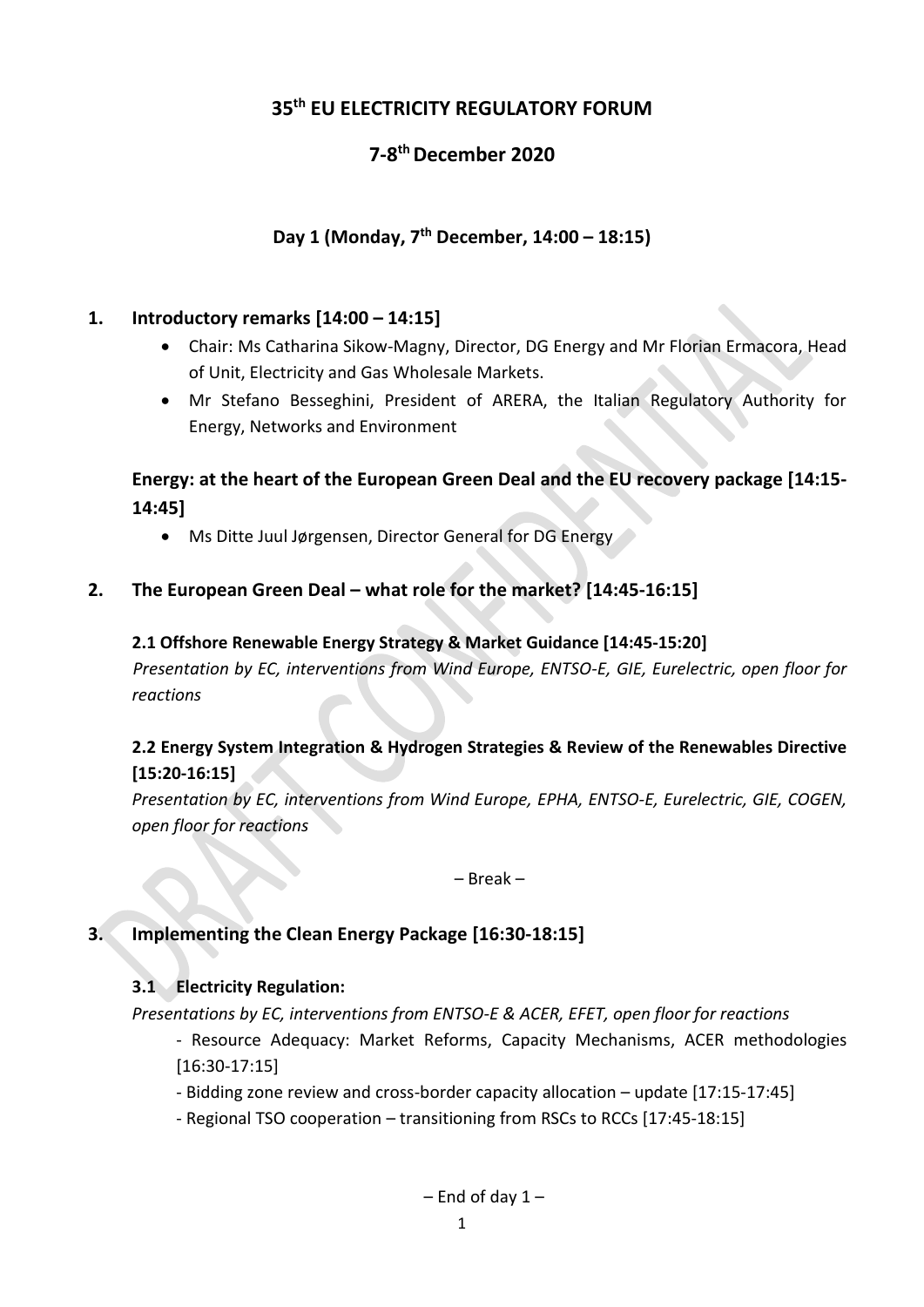# 35th EU ELECTRICITY REGULATORY FORUM

## 7-8th December 2020

### Day 1 (Monday, 7th December, 14:00 – 18:15)

## 1. Introductory remarks [14:00 – 14:15]

- Chair: Ms Catharina Sikow-Magny, Director, DG Energy and Mr Florian Ermacora, Head of Unit, Electricity and Gas Wholesale Markets.
- Mr Stefano Besseghini, President of ARERA, the Italian Regulatory Authority for Energy, Networks and Environment

## Energy: at the heart of the European Green Deal and the EU recovery package [14:15-14:45]

- Ms Ditte Juul Jørgensen, Director General for DG Energy

## 2. The European Green Deal – what role for the market? [14:45-16:15]

### 2.1 Offshore Renewable Energy Strategy & Market Guidance [14:45-15:20]

*Presentation by EC, interventions from Wind Europe, ENTSO-E, GIE, Eurelectric, open floor for reactions*

### 2.2 Energy System Integration & Hydrogen Strategies & Review of the Renewables Directive [15:20-16:15]

*Presentation by EC, interventions from Wind Europe, EPHA, ENTSO-E, Eurelectric, GIE, COGEN, open floor for reactions*

– Break –

## 3. Implementing the Clean Energy Package [16:30-18:15]

### 3.1 Electricity Regulation:

*Presentations by EC, interventions from ENTSO-E & ACER, EFET, open floor for reactions*

- Resource Adequacy: Market Reforms, Capacity Mechanisms, ACER methodologies [16:30-17:15]
- Bidding zone review and cross-border capacity allocation – update [17:15-17:45]
- Regional TSO cooperation – transitioning from RSCs to RCCs [17:45-18:15]

– End of day 1 –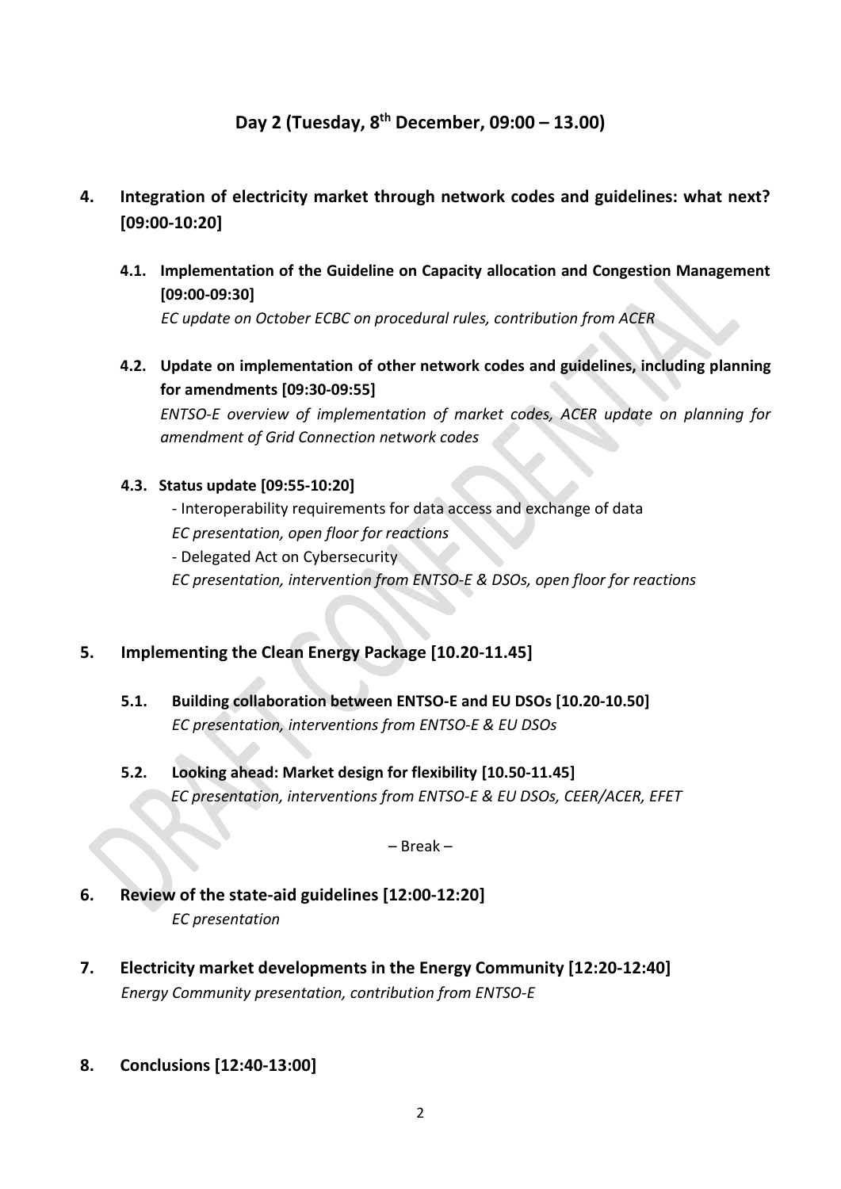## Day 2 (Tuesday, 8th December, 09:00 – 13.00)

**4. Integration of electricity market through network codes and guidelines: what next? [09:00-10:20]**

**4.1. Implementation of the Guideline on Capacity allocation and Congestion Management [09:00-09:30]**

*EC update on October ECBC on procedural rules, contribution from ACER*

**4.2. Update on implementation of other network codes and guidelines, including planning for amendments [09:30-09:55]**

*ENTSO-E overview of implementation of market codes, ACER update on planning for amendment of Grid Connection network codes*

**4.3. Status update [09:55-10:20]**

- Interoperability requirements for data access and exchange of data

*EC presentation, open floor for reactions*

- Delegated Act on Cybersecurity

*EC presentation, intervention from ENTSO-E & DSOs, open floor for reactions*

**5. Implementing the Clean Energy Package [10.20-11.45]**

**5.1. Building collaboration between ENTSO-E and EU DSOs [10.20-10.50]**

*EC presentation, interventions from ENTSO-E & EU DSOs*

**5.2. Looking ahead: Market design for flexibility [10.50-11.45]**

*EC presentation, interventions from ENTSO-E & EU DSOs, CEER/ACER, EFET*

– Break –

**6. Review of the state-aid guidelines [12:00-12:20]**

*EC presentation*

**7. Electricity market developments in the Energy Community [12:20-12:40]**

*Energy Community presentation, contribution from ENTSO-E*

**8. Conclusions [12:40-13:00]**